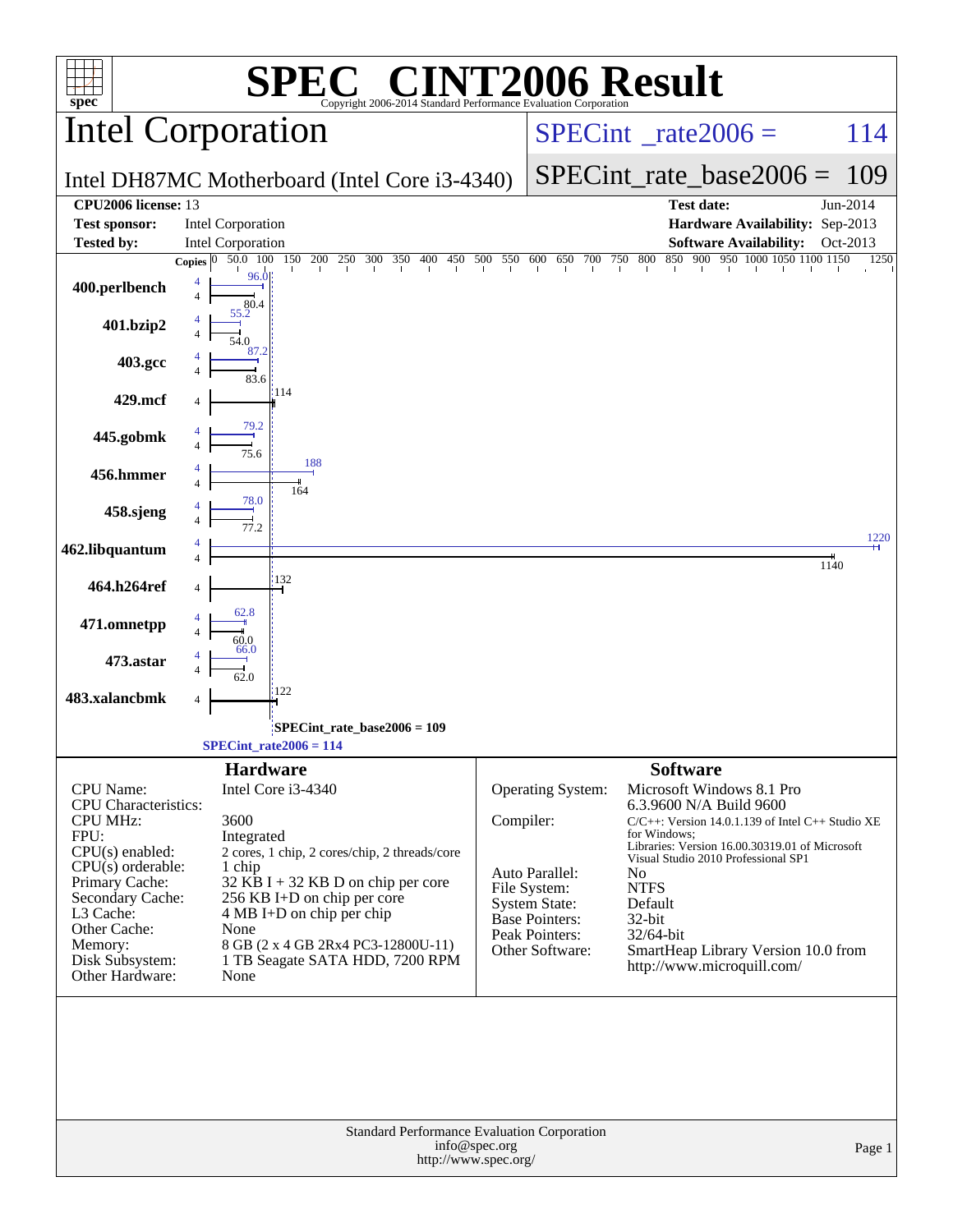# SPEC CINT2006 Result

Copyright 2006-2014 Standard Performance Evaluation Corporation

## Intel Corporation

Intel DH87MC Motherboard (Intel Core i3-4340)

SPECint_rate2006 = 114

SPECint_rate_base2006 = 109

| | | | |
|---|---|---|---|
| **CPU2006 license:** 13 | | **Test date:** | Jun-2014 |
| **Test sponsor:** | Intel Corporation | **Hardware Availability:** | Sep-2013 |
| **Tested by:** | Intel Corporation | **Software Availability:** | Oct-2013 |

| Benchmark | Copies | Peak | Base |
|---|---|---|---|
| 400.perlbench | 4 | 96.0 | 80.4 |
| 401.bzip2 | 4 | 55.2 | 54.0 |
| 403.gcc | 4 | 87.2 | 83.6 |
| 429.mcf | 4 | | 114 |
| 445.gobmk | 4 | 79.2 | 75.6 |
| 456.hmmer | 4 | 188 | 164 |
| 458.sjeng | 4 | 78.0 | 77.2 |
| 462.libquantum | 4 | 1220 | 1140 |
| 464.h264ref | 4 | | 132 |
| 471.omnetpp | 4 | 62.8 | 60.0 |
| 473.astar | 4 | 66.0 | 62.0 |
| 483.xalancbmk | 4 | | 122 |

SPECint_rate_base2006 = 109

SPECint_rate2006 = 114

## Hardware

| | |
|---|---|
| CPU Name: | Intel Core i3-4340 |
| CPU Characteristics: | |
| CPU MHz: | 3600 |
| FPU: | Integrated |
| CPU(s) enabled: | 2 cores, 1 chip, 2 cores/chip, 2 threads/core |
| CPU(s) orderable: | 1 chip |
| Primary Cache: | 32 KB I + 32 KB D on chip per core |
| Secondary Cache: | 256 KB I+D on chip per core |
| L3 Cache: | 4 MB I+D on chip per chip |
| Other Cache: | None |
| Memory: | 8 GB (2 x 4 GB 2Rx4 PC3-12800U-11) |
| Disk Subsystem: | 1 TB Seagate SATA HDD, 7200 RPM |
| Other Hardware: | None |

## Software

| | |
|---|---|
| Operating System: | Microsoft Windows 8.1 Pro 6.3.9600 N/A Build 9600 |
| Compiler: | C/C++: Version 14.0.1.139 of Intel C++ Studio XE for Windows; Libraries: Version 16.00.30319.01 of Microsoft Visual Studio 2010 Professional SP1 |
| Auto Parallel: | No |
| File System: | NTFS |
| System State: | Default |
| Base Pointers: | 32-bit |
| Peak Pointers: | 32/64-bit |
| Other Software: | SmartHeap Library Version 10.0 from http://www.microquill.com/ |

Standard Performance Evaluation Corporation
info@spec.org
http://www.spec.org/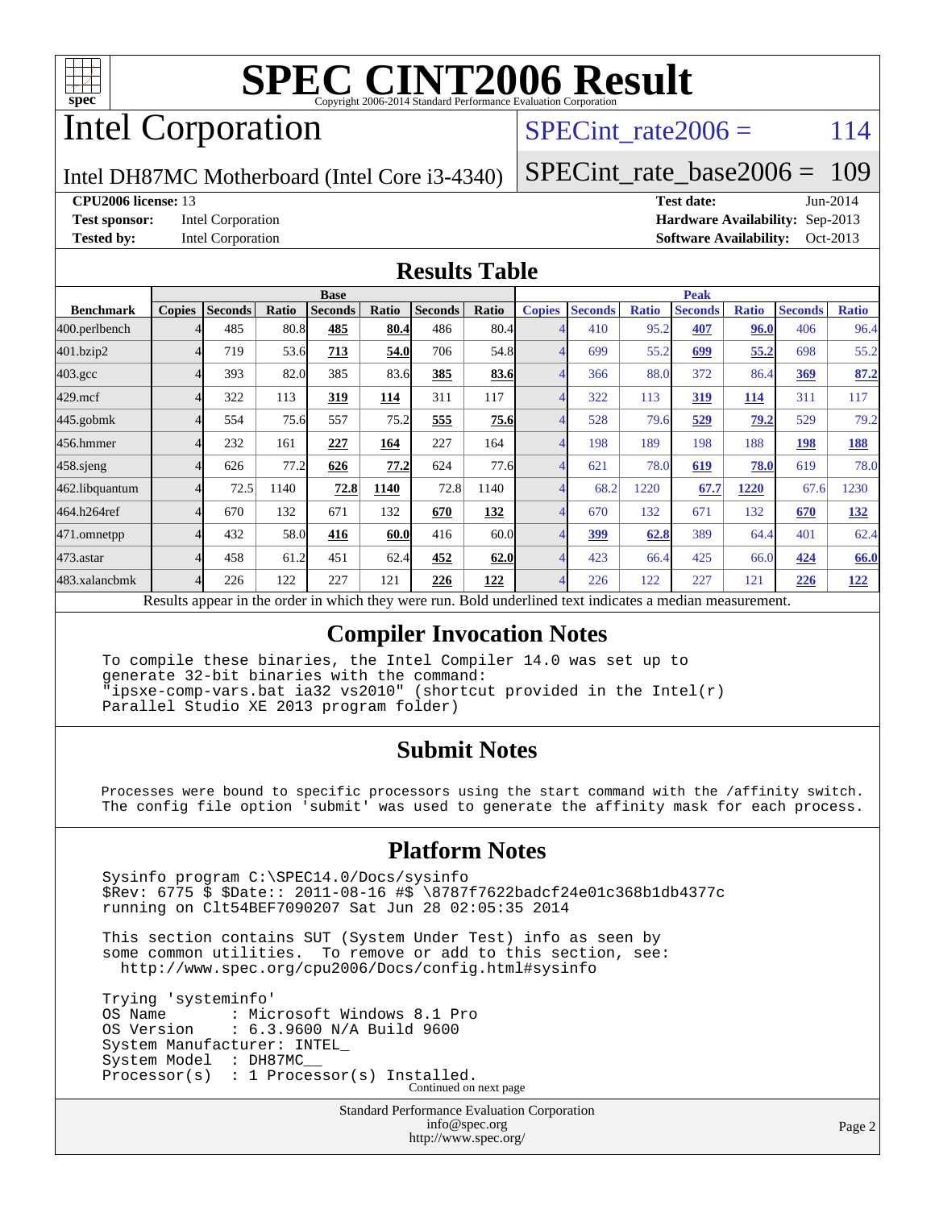# SPEC CINT2006 Result

Copyright 2006-2014 Standard Performance Evaluation Corporation

# Intel Corporation

Intel DH87MC Motherboard (Intel Core i3-4340)

SPECint_rate2006 = 114

SPECint_rate_base2006 = 109

**CPU2006 license:** 13
**Test sponsor:** Intel Corporation
**Tested by:** Intel Corporation

**Test date:** Jun-2014
**Hardware Availability:** Sep-2013
**Software Availability:** Oct-2013

## Results Table

| | Base | | | | | | | Peak | | | | | | |
|---|---|---|---|---|---|---|---|---|---|---|---|---|---|---|
| **Benchmark** | **Copies** | **Seconds** | **Ratio** | **Seconds** | **Ratio** | **Seconds** | **Ratio** | **Copies** | **Seconds** | **Ratio** | **Seconds** | **Ratio** | **Seconds** | **Ratio** |
| 400.perlbench | 4 | 485 | 80.8 | **485** | **80.4** | 486 | 80.4 | 4 | 410 | 95.2 | **407** | **96.0** | 406 | 96.4 |
| 401.bzip2 | 4 | 719 | 53.6 | **713** | **54.0** | 706 | 54.8 | 4 | 699 | 55.2 | **699** | **55.2** | 698 | 55.2 |
| 403.gcc | 4 | 393 | 82.0 | 385 | 83.6 | **385** | **83.6** | 4 | 366 | 88.0 | 372 | 86.4 | **369** | **87.2** |
| 429.mcf | 4 | 322 | 113 | **319** | **114** | 311 | 117 | 4 | 322 | 113 | **319** | **114** | 311 | 117 |
| 445.gobmk | 4 | 554 | 75.6 | 557 | 75.2 | **555** | **75.6** | 4 | 528 | 79.6 | **529** | **79.2** | 529 | 79.2 |
| 456.hmmer | 4 | 232 | 161 | **227** | **164** | 227 | 164 | 4 | 198 | 189 | 198 | 188 | **198** | **188** |
| 458.sjeng | 4 | 626 | 77.2 | **626** | **77.2** | 624 | 77.6 | 4 | 621 | 78.0 | **619** | **78.0** | 619 | 78.0 |
| 462.libquantum | 4 | 72.5 | 1140 | **72.8** | **1140** | 72.8 | 1140 | 4 | 68.2 | 1220 | **67.7** | **1220** | 67.6 | 1230 |
| 464.h264ref | 4 | 670 | 132 | 671 | 132 | **670** | **132** | 4 | 670 | 132 | 671 | 132 | **670** | **132** |
| 471.omnetpp | 4 | 432 | 58.0 | **416** | **60.0** | 416 | 60.0 | 4 | **399** | **62.8** | 389 | 64.4 | 401 | 62.4 |
| 473.astar | 4 | 458 | 61.2 | 451 | 62.4 | **452** | **62.0** | 4 | 423 | 66.4 | 425 | 66.0 | **424** | **66.0** |
| 483.xalancbmk | 4 | 226 | 122 | 227 | 121 | **226** | **122** | 4 | 226 | 122 | 227 | 121 | **226** | **122** |

Results appear in the order in which they were run. Bold underlined text indicates a median measurement.

## Compiler Invocation Notes

```
To compile these binaries, the Intel Compiler 14.0 was set up to
generate 32-bit binaries with the command:
"ipsxe-comp-vars.bat ia32 vs2010" (shortcut provided in the Intel(r)
Parallel Studio XE 2013 program folder)
```

## Submit Notes

```
Processes were bound to specific processors using the start command with the /affinity switch.
The config file option 'submit' was used to generate the affinity mask for each process.
```

## Platform Notes

```
Sysinfo program C:\SPEC14.0/Docs/sysinfo
$Rev: 6775 $ $Date:: 2011-08-16 #$ \8787f7622badcf24e01c368b1db4377c
running on Clt54BEF7090207 Sat Jun 28 02:05:35 2014

This section contains SUT (System Under Test) info as seen by
some common utilities.  To remove or add to this section, see:
  http://www.spec.org/cpu2006/Docs/config.html#sysinfo

Trying 'systeminfo'
OS Name        : Microsoft Windows 8.1 Pro
OS Version     : 6.3.9600 N/A Build 9600
System Manufacturer: INTEL_
System Model   : DH87MC__
Processor(s)   : 1 Processor(s) Installed.
```

Continued on next page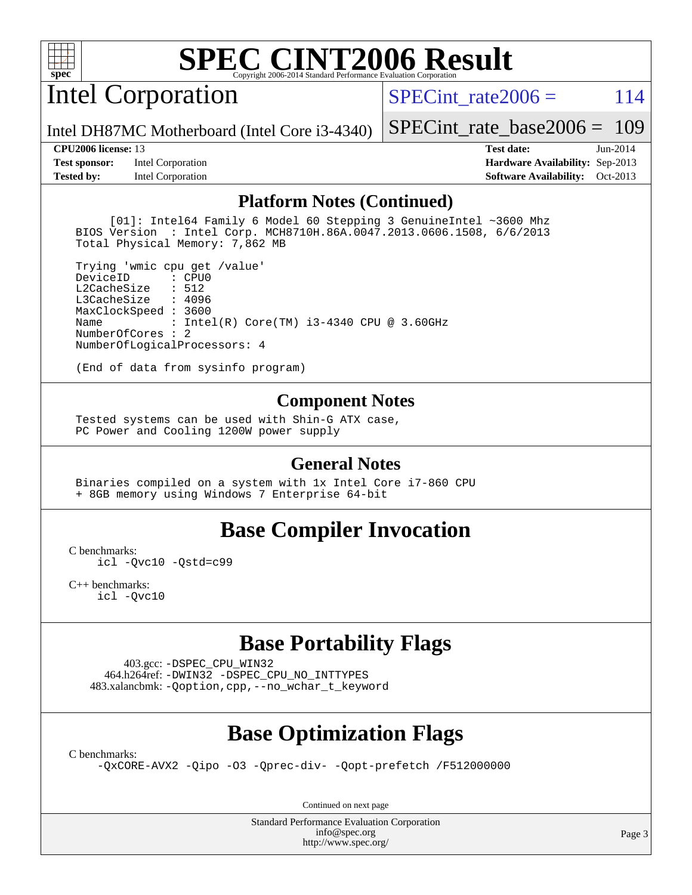# SPEC CINT2006 Result

## Intel Corporation

**SPECint_rate2006 = 114**

Intel DH87MC Motherboard (Intel Core i3-4340)

**SPECint_rate_base2006 = 109**

**CPU2006 license:** 13
**Test sponsor:** Intel Corporation
**Tested by:** Intel Corporation

**Test date:** Jun-2014
**Hardware Availability:** Sep-2013
**Software Availability:** Oct-2013

### Platform Notes (Continued)

```
      [01]: Intel64 Family 6 Model 60 Stepping 3 GenuineIntel ~3600 Mhz
  BIOS Version  : Intel Corp. MCH8710H.86A.0047.2013.0606.1508, 6/6/2013
  Total Physical Memory: 7,862 MB

  Trying 'wmic cpu get /value'
  DeviceID       : CPU0
  L2CacheSize    : 512
  L3CacheSize    : 4096
  MaxClockSpeed : 3600
  Name           : Intel(R) Core(TM) i3-4340 CPU @ 3.60GHz
  NumberOfCores : 2
  NumberOfLogicalProcessors: 4

  (End of data from sysinfo program)
```

### Component Notes

```
  Tested systems can be used with Shin-G ATX case,
  PC Power and Cooling 1200W power supply
```

### General Notes

```
  Binaries compiled on a system with 1x Intel Core i7-860 CPU
  + 8GB memory using Windows 7 Enterprise 64-bit
```

## Base Compiler Invocation

C benchmarks:
```
icl -Qvc10 -Qstd=c99
```

C++ benchmarks:
```
icl -Qvc10
```

## Base Portability Flags

403.gcc: `-DSPEC_CPU_WIN32`
464.h264ref: `-DWIN32 -DSPEC_CPU_NO_INTTYPES`
483.xalancbmk: `-Qoption,cpp,--no_wchar_t_keyword`

## Base Optimization Flags

C benchmarks:
```
-QxCORE-AVX2 -Qipo -O3 -Qprec-div- -Qopt-prefetch /F512000000
```

Continued on next page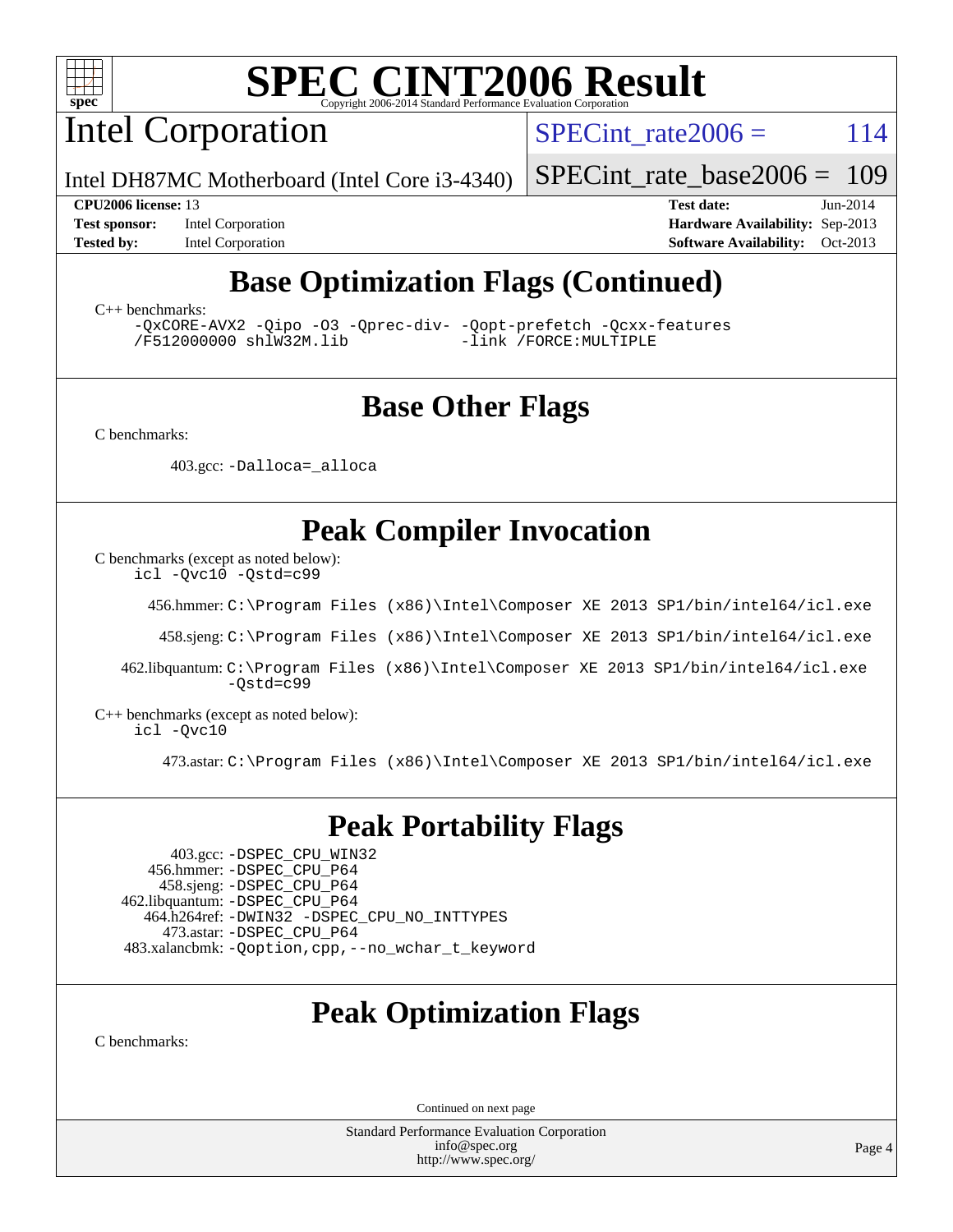# SPEC CINT2006 Result

## Intel Corporation

Intel DH87MC Motherboard (Intel Core i3-4340)

SPECint_rate2006 = 114

SPECint_rate_base2006 = 109

**CPU2006 license:** 13
**Test sponsor:** Intel Corporation
**Tested by:** Intel Corporation

**Test date:** Jun-2014
**Hardware Availability:** Sep-2013
**Software Availability:** Oct-2013

## Base Optimization Flags (Continued)

C++ benchmarks:

```
-QxCORE-AVX2 -Qipo -O3 -Qprec-div- -Qopt-prefetch -Qcxx-features
/F512000000 shlW32M.lib            -link /FORCE:MULTIPLE
```

## Base Other Flags

C benchmarks:

403.gcc: `-Dalloca=_alloca`

## Peak Compiler Invocation

C benchmarks (except as noted below):

```
icl -Qvc10 -Qstd=c99
```

456.hmmer: `C:\Program Files (x86)\Intel\Composer XE 2013 SP1/bin/intel64/icl.exe`

458.sjeng: `C:\Program Files (x86)\Intel\Composer XE 2013 SP1/bin/intel64/icl.exe`

462.libquantum: `C:\Program Files (x86)\Intel\Composer XE 2013 SP1/bin/intel64/icl.exe -Qstd=c99`

C++ benchmarks (except as noted below):

```
icl -Qvc10
```

473.astar: `C:\Program Files (x86)\Intel\Composer XE 2013 SP1/bin/intel64/icl.exe`

## Peak Portability Flags

403.gcc: `-DSPEC_CPU_WIN32`
456.hmmer: `-DSPEC_CPU_P64`
458.sjeng: `-DSPEC_CPU_P64`
462.libquantum: `-DSPEC_CPU_P64`
464.h264ref: `-DWIN32 -DSPEC_CPU_NO_INTTYPES`
473.astar: `-DSPEC_CPU_P64`
483.xalancbmk: `-Qoption,cpp,--no_wchar_t_keyword`

## Peak Optimization Flags

C benchmarks:

Continued on next page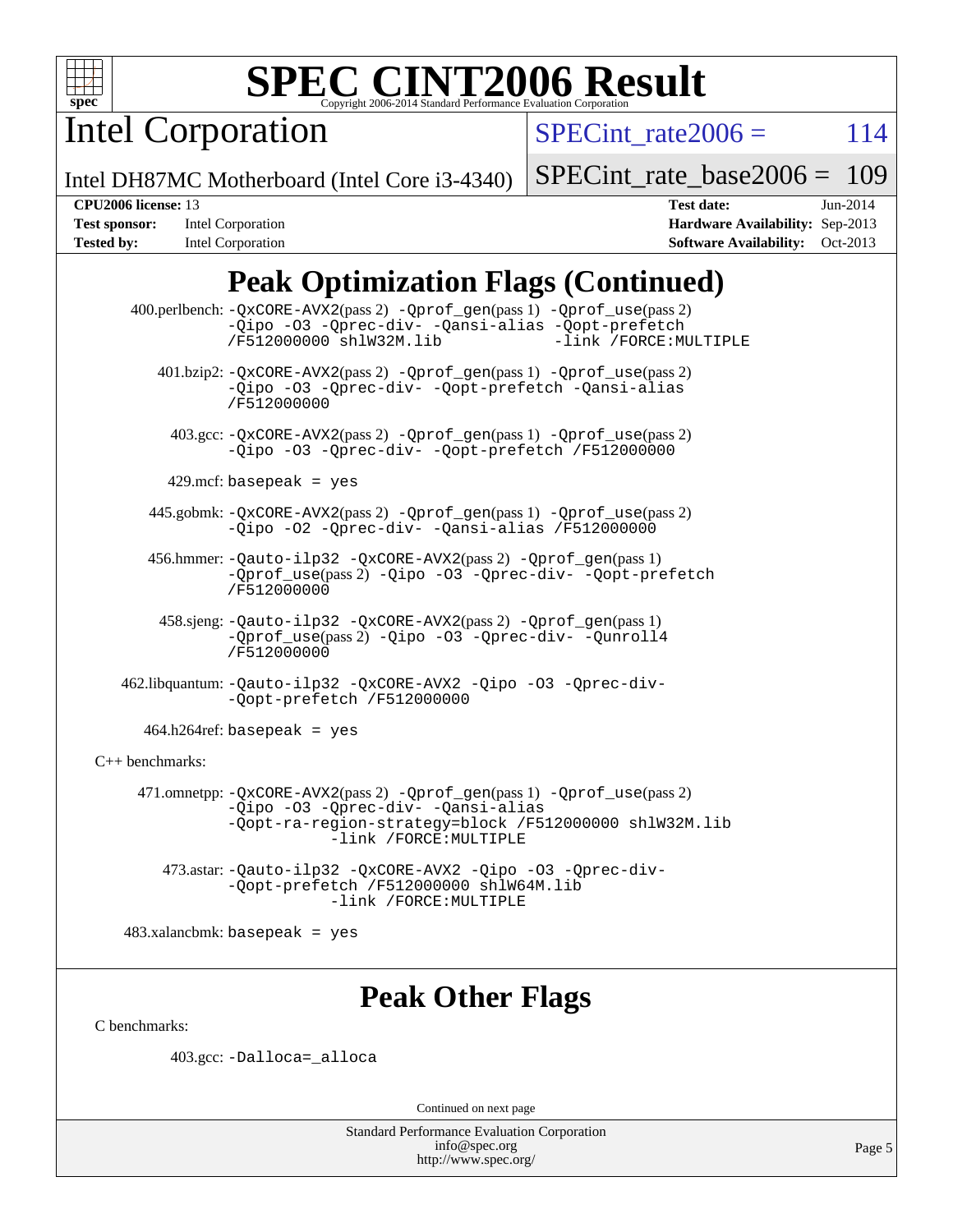# SPEC CINT2006 Result

Copyright 2006-2014 Standard Performance Evaluation Corporation

## Intel Corporation

Intel DH87MC Motherboard (Intel Core i3-4340)

SPECint_rate2006 = 114

SPECint_rate_base2006 = 109

| | | | |
|---|---|---|---|
| **CPU2006 license:** 13 | | **Test date:** | Jun-2014 |
| **Test sponsor:** | Intel Corporation | **Hardware Availability:** | Sep-2013 |
| **Tested by:** | Intel Corporation | **Software Availability:** | Oct-2013 |

## Peak Optimization Flags (Continued)

400.perlbench: -QxCORE-AVX2(pass 2) -Qprof_gen(pass 1) -Qprof_use(pass 2) -Qipo -O3 -Qprec-div- -Qansi-alias -Qopt-prefetch /F512000000 shlW32M.lib -link /FORCE:MULTIPLE

401.bzip2: -QxCORE-AVX2(pass 2) -Qprof_gen(pass 1) -Qprof_use(pass 2) -Qipo -O3 -Qprec-div- -Qopt-prefetch -Qansi-alias /F512000000

403.gcc: -QxCORE-AVX2(pass 2) -Qprof_gen(pass 1) -Qprof_use(pass 2) -Qipo -O3 -Qprec-div- -Qopt-prefetch /F512000000

429.mcf: basepeak = yes

445.gobmk: -QxCORE-AVX2(pass 2) -Qprof_gen(pass 1) -Qprof_use(pass 2) -Qipo -O2 -Qprec-div- -Qansi-alias /F512000000

456.hmmer: -Qauto-ilp32 -QxCORE-AVX2(pass 2) -Qprof_gen(pass 1) -Qprof_use(pass 2) -Qipo -O3 -Qprec-div- -Qopt-prefetch /F512000000

458.sjeng: -Qauto-ilp32 -QxCORE-AVX2(pass 2) -Qprof_gen(pass 1) -Qprof_use(pass 2) -Qipo -O3 -Qprec-div- -Qunroll4 /F512000000

462.libquantum: -Qauto-ilp32 -QxCORE-AVX2 -Qipo -O3 -Qprec-div- -Qopt-prefetch /F512000000

464.h264ref: basepeak = yes

C++ benchmarks:

471.omnetpp: -QxCORE-AVX2(pass 2) -Qprof_gen(pass 1) -Qprof_use(pass 2) -Qipo -O3 -Qprec-div- -Qansi-alias -Qopt-ra-region-strategy=block /F512000000 shlW32M.lib -link /FORCE:MULTIPLE

473.astar: -Qauto-ilp32 -QxCORE-AVX2 -Qipo -O3 -Qprec-div- -Qopt-prefetch /F512000000 shlW64M.lib -link /FORCE:MULTIPLE

483.xalancbmk: basepeak = yes

## Peak Other Flags

C benchmarks:

403.gcc: -Dalloca=_alloca

Continued on next page

Standard Performance Evaluation Corporation
info@spec.org
http://www.spec.org/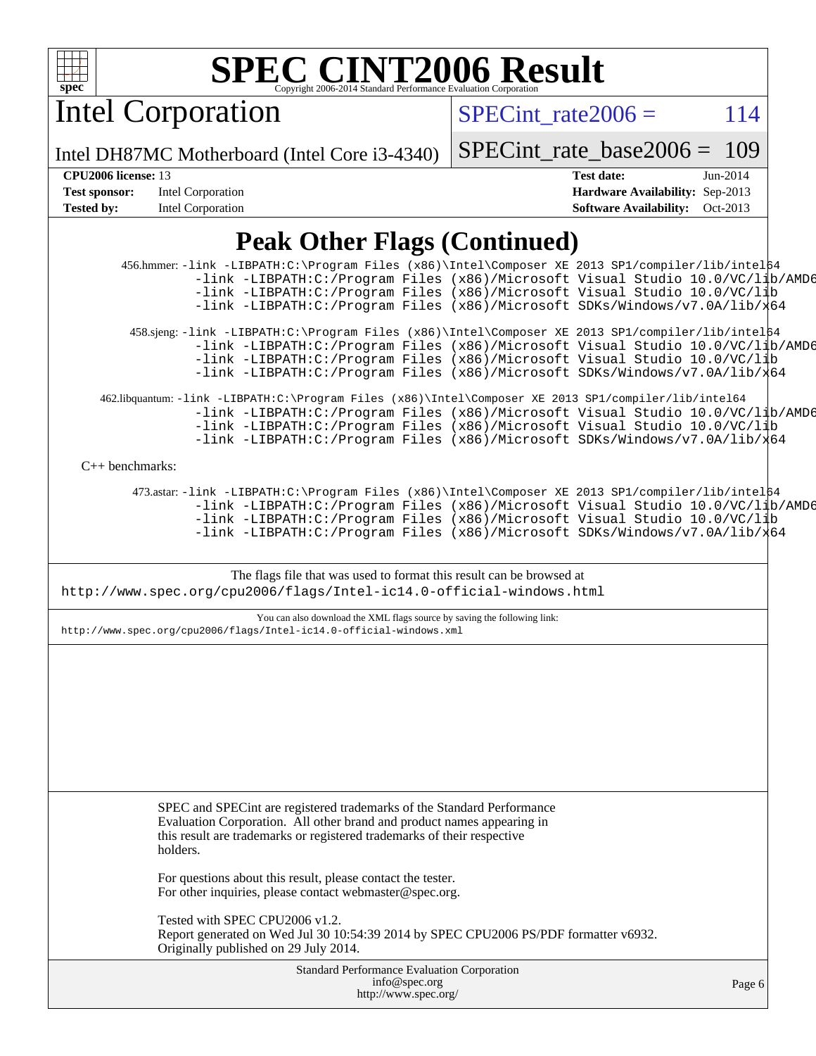# SPEC CINT2006 Result

Copyright 2006-2014 Standard Performance Evaluation Corporation

# Intel Corporation

Intel DH87MC Motherboard (Intel Core i3-4340)

SPECint_rate2006 = 114

SPECint_rate_base2006 = 109

**CPU2006 license:** 13
**Test sponsor:** Intel Corporation
**Tested by:** Intel Corporation

**Test date:** Jun-2014
**Hardware Availability:** Sep-2013
**Software Availability:** Oct-2013

## Peak Other Flags (Continued)

456.hmmer:
```
-link -LIBPATH:C:\Program Files (x86)\Intel\Composer XE 2013 SP1/compiler/lib/intel64
-link -LIBPATH:C:/Program Files (x86)/Microsoft Visual Studio 10.0/VC/lib/AMD6
-link -LIBPATH:C:/Program Files (x86)/Microsoft Visual Studio 10.0/VC/lib
-link -LIBPATH:C:/Program Files (x86)/Microsoft SDKs/Windows/v7.0A/lib/x64
```

458.sjeng:
```
-link -LIBPATH:C:\Program Files (x86)\Intel\Composer XE 2013 SP1/compiler/lib/intel64
-link -LIBPATH:C:/Program Files (x86)/Microsoft Visual Studio 10.0/VC/lib/AMD6
-link -LIBPATH:C:/Program Files (x86)/Microsoft Visual Studio 10.0/VC/lib
-link -LIBPATH:C:/Program Files (x86)/Microsoft SDKs/Windows/v7.0A/lib/x64
```

462.libquantum:
```
-link -LIBPATH:C:\Program Files (x86)\Intel\Composer XE 2013 SP1/compiler/lib/intel64
-link -LIBPATH:C:/Program Files (x86)/Microsoft Visual Studio 10.0/VC/lib/AMD6
-link -LIBPATH:C:/Program Files (x86)/Microsoft Visual Studio 10.0/VC/lib
-link -LIBPATH:C:/Program Files (x86)/Microsoft SDKs/Windows/v7.0A/lib/x64
```

C++ benchmarks:

473.astar:
```
-link -LIBPATH:C:\Program Files (x86)\Intel\Composer XE 2013 SP1/compiler/lib/intel64
-link -LIBPATH:C:/Program Files (x86)/Microsoft Visual Studio 10.0/VC/lib/AMD6
-link -LIBPATH:C:/Program Files (x86)/Microsoft Visual Studio 10.0/VC/lib
-link -LIBPATH:C:/Program Files (x86)/Microsoft SDKs/Windows/v7.0A/lib/x64
```

The flags file that was used to format this result can be browsed at
http://www.spec.org/cpu2006/flags/Intel-ic14.0-official-windows.html

You can also download the XML flags source by saving the following link:
http://www.spec.org/cpu2006/flags/Intel-ic14.0-official-windows.xml

SPEC and SPECint are registered trademarks of the Standard Performance Evaluation Corporation. All other brand and product names appearing in this result are trademarks or registered trademarks of their respective holders.

For questions about this result, please contact the tester.
For other inquiries, please contact webmaster@spec.org.

Tested with SPEC CPU2006 v1.2.
Report generated on Wed Jul 30 10:54:39 2014 by SPEC CPU2006 PS/PDF formatter v6932.
Originally published on 29 July 2014.

Standard Performance Evaluation Corporation
info@spec.org
http://www.spec.org/